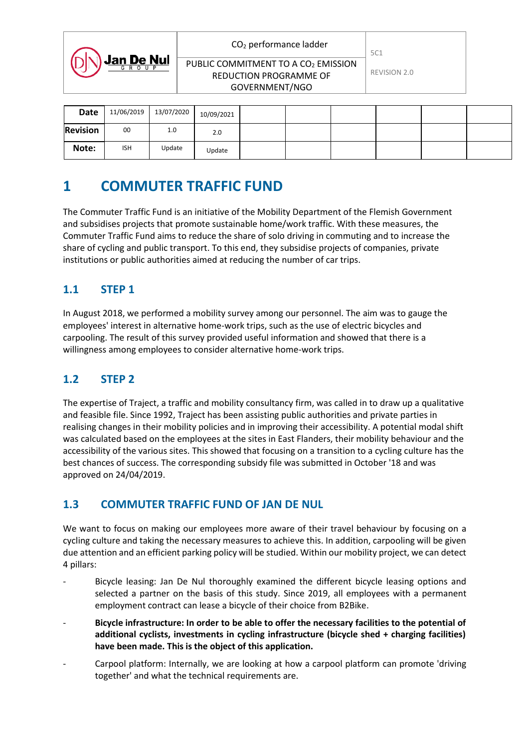| Jan De Nul GROUP | $CO_2$ performance ladder | 5C1 |
|---|---|---|
| | PUBLIC COMMITMENT TO A $CO_2$ EMISSION REDUCTION PROGRAMME OF GOVERNMENT/NGO | REVISION 2.0 |

| Date | 11/06/2019 | 13/07/2020 | 10/09/2021 | | | | | | |
|---|---|---|---|---|---|---|---|---|---|
| Revision | 00 | 1.0 | 2.0 | | | | | | |
| Note: | ISH | Update | Update | | | | | | |

# 1 COMMUTER TRAFFIC FUND

The Commuter Traffic Fund is an initiative of the Mobility Department of the Flemish Government and subsidises projects that promote sustainable home/work traffic. With these measures, the Commuter Traffic Fund aims to reduce the share of solo driving in commuting and to increase the share of cycling and public transport. To this end, they subsidise projects of companies, private institutions or public authorities aimed at reducing the number of car trips.

## 1.1 STEP 1

In August 2018, we performed a mobility survey among our personnel. The aim was to gauge the employees' interest in alternative home-work trips, such as the use of electric bicycles and carpooling. The result of this survey provided useful information and showed that there is a willingness among employees to consider alternative home-work trips.

## 1.2 STEP 2

The expertise of Traject, a traffic and mobility consultancy firm, was called in to draw up a qualitative and feasible file. Since 1992, Traject has been assisting public authorities and private parties in realising changes in their mobility policies and in improving their accessibility. A potential modal shift was calculated based on the employees at the sites in East Flanders, their mobility behaviour and the accessibility of the various sites. This showed that focusing on a transition to a cycling culture has the best chances of success. The corresponding subsidy file was submitted in October '18 and was approved on 24/04/2019.

## 1.3 COMMUTER TRAFFIC FUND OF JAN DE NUL

We want to focus on making our employees more aware of their travel behaviour by focusing on a cycling culture and taking the necessary measures to achieve this. In addition, carpooling will be given due attention and an efficient parking policy will be studied. Within our mobility project, we can detect 4 pillars:

- Bicycle leasing: Jan De Nul thoroughly examined the different bicycle leasing options and selected a partner on the basis of this study. Since 2019, all employees with a permanent employment contract can lease a bicycle of their choice from B2Bike.
- **Bicycle infrastructure: In order to be able to offer the necessary facilities to the potential of additional cyclists, investments in cycling infrastructure (bicycle shed + charging facilities) have been made. This is the object of this application.**
- Carpool platform: Internally, we are looking at how a carpool platform can promote 'driving together' and what the technical requirements are.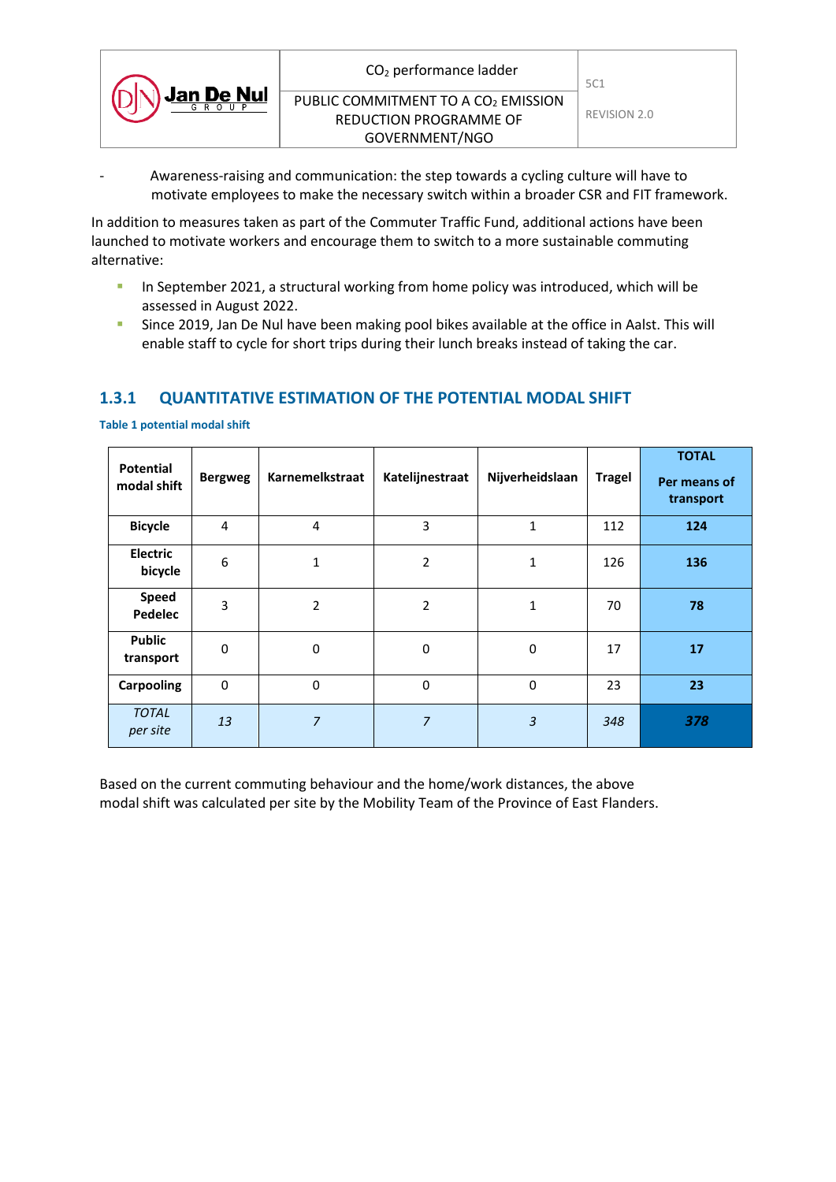- Awareness-raising and communication: the step towards a cycling culture will have to motivate employees to make the necessary switch within a broader CSR and FIT framework.

In addition to measures taken as part of the Commuter Traffic Fund, additional actions have been launched to motivate workers and encourage them to switch to a more sustainable commuting alternative:

- In September 2021, a structural working from home policy was introduced, which will be assessed in August 2022.
- Since 2019, Jan De Nul have been making pool bikes available at the office in Aalst. This will enable staff to cycle for short trips during their lunch breaks instead of taking the car.

### 1.3.1 QUANTITATIVE ESTIMATION OF THE POTENTIAL MODAL SHIFT

**Table 1 potential modal shift**

| Potential modal shift | Bergweg | Karnemelkstraat | Katelijnestraat | Nijverheidslaan | Tragel | TOTAL Per means of transport |
|---|---|---|---|---|---|---|
| **Bicycle** | 4 | 4 | 3 | 1 | 112 | **124** |
| **Electric bicycle** | 6 | 1 | 2 | 1 | 126 | **136** |
| **Speed Pedelec** | 3 | 2 | 2 | 1 | 70 | **78** |
| **Public transport** | 0 | 0 | 0 | 0 | 17 | **17** |
| **Carpooling** | 0 | 0 | 0 | 0 | 23 | **23** |
| *TOTAL per site* | *13* | *7* | *7* | *3* | *348* | ***378*** |

Based on the current commuting behaviour and the home/work distances, the above modal shift was calculated per site by the Mobility Team of the Province of East Flanders.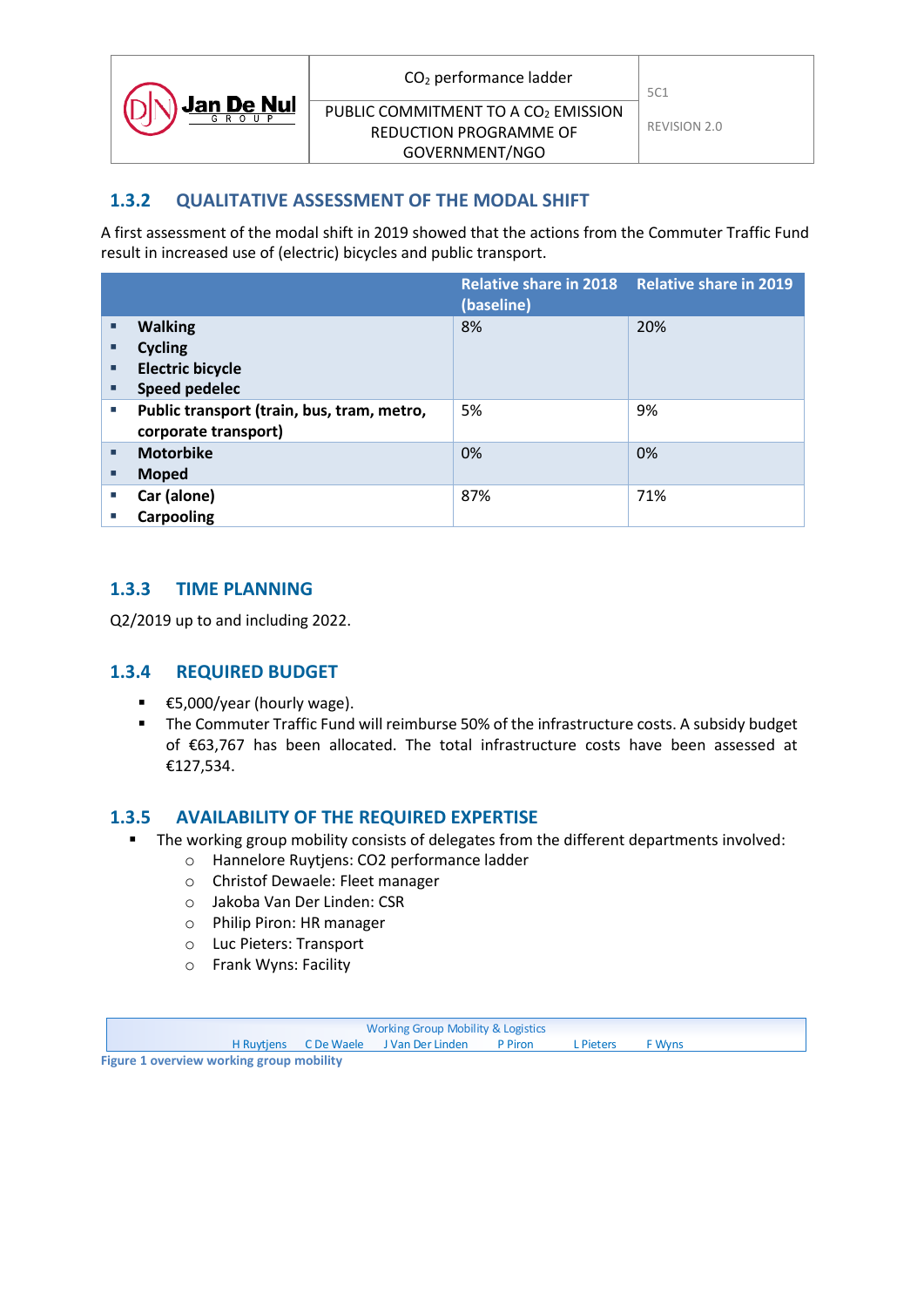### 1.3.2 QUALITATIVE ASSESSMENT OF THE MODAL SHIFT

A first assessment of the modal shift in 2019 showed that the actions from the Commuter Traffic Fund result in increased use of (electric) bicycles and public transport.

| | Relative share in 2018 (baseline) | Relative share in 2019 |
|---|---|---|
| **Walking**<br>**Cycling**<br>**Electric bicycle**<br>**Speed pedelec** | 8% | 20% |
| **Public transport (train, bus, tram, metro, corporate transport)** | 5% | 9% |
| **Motorbike**<br>**Moped** | 0% | 0% |
| **Car (alone)**<br>**Carpooling** | 87% | 71% |

### 1.3.3 TIME PLANNING

Q2/2019 up to and including 2022.

### 1.3.4 REQUIRED BUDGET

- €5,000/year (hourly wage).
- The Commuter Traffic Fund will reimburse 50% of the infrastructure costs. A subsidy budget of €63,767 has been allocated. The total infrastructure costs have been assessed at €127,534.

### 1.3.5 AVAILABILITY OF THE REQUIRED EXPERTISE

- The working group mobility consists of delegates from the different departments involved:
  - Hannelore Ruytjens: CO2 performance ladder
  - Christof Dewaele: Fleet manager
  - Jakoba Van Der Linden: CSR
  - Philip Piron: HR manager
  - Luc Pieters: Transport
  - Frank Wyns: Facility

| Working Group Mobility & Logistics | | | | | |
|---|---|---|---|---|---|
| H Ruytjens | C De Waele | J Van Der Linden | P Piron | L Pieters | F Wyns |

**Figure 1 overview working group mobility**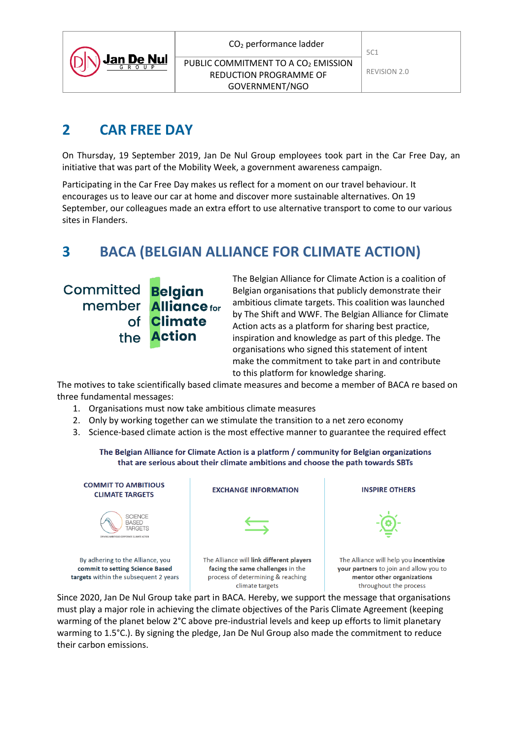## 2 CAR FREE DAY

On Thursday, 19 September 2019, Jan De Nul Group employees took part in the Car Free Day, an initiative that was part of the Mobility Week, a government awareness campaign.

Participating in the Car Free Day makes us reflect for a moment on our travel behaviour. It encourages us to leave our car at home and discover more sustainable alternatives. On 19 September, our colleagues made an extra effort to use alternative transport to come to our various sites in Flanders.

## 3 BACA (BELGIAN ALLIANCE FOR CLIMATE ACTION)

Committed member of the Belgian Alliance for Climate Action

The Belgian Alliance for Climate Action is a coalition of Belgian organisations that publicly demonstrate their ambitious climate targets. This coalition was launched by The Shift and WWF. The Belgian Alliance for Climate Action acts as a platform for sharing best practice, inspiration and knowledge as part of this pledge. The organisations who signed this statement of intent make the commitment to take part in and contribute to this platform for knowledge sharing.

The motives to take scientifically based climate measures and become a member of BACA re based on three fundamental messages:

1. Organisations must now take ambitious climate measures
2. Only by working together can we stimulate the transition to a net zero economy
3. Science-based climate action is the most effective manner to guarantee the required effect

**The Belgian Alliance for Climate Action is a platform / community for Belgian organizations that are serious about their climate ambitions and choose the path towards SBTs**

| COMMIT TO AMBITIOUS CLIMATE TARGETS | EXCHANGE INFORMATION | INSPIRE OTHERS |
|---|---|---|
| SCIENCE BASED TARGETS | | |
| By adhering to the Alliance, you **commit to setting Science Based targets** within the subsequent 2 years | The Alliance will **link different players facing the same challenges** in the process of determining & reaching climate targets | The Alliance will help you **incentivize your partners** to join and allow you to **mentor other organizations** throughout the process |

Since 2020, Jan De Nul Group take part in BACA. Hereby, we support the message that organisations must play a major role in achieving the climate objectives of the Paris Climate Agreement (keeping warming of the planet below 2°C above pre-industrial levels and keep up efforts to limit planetary warming to 1.5°C.). By signing the pledge, Jan De Nul Group also made the commitment to reduce their carbon emissions.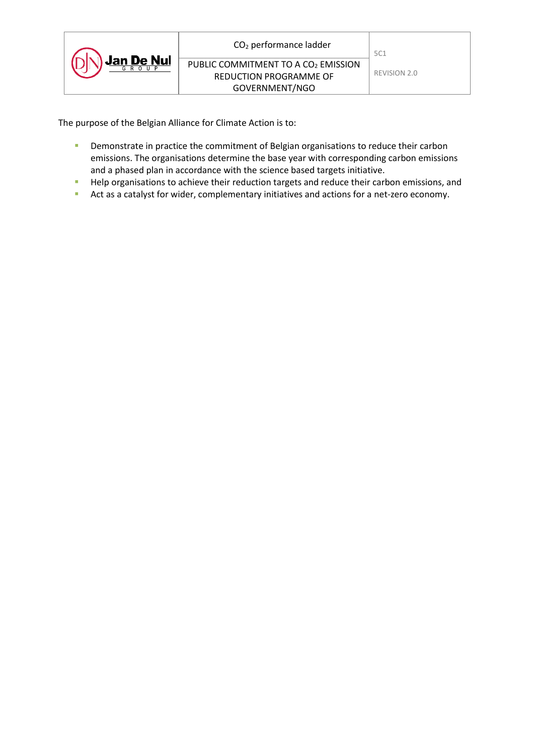The purpose of the Belgian Alliance for Climate Action is to:

- Demonstrate in practice the commitment of Belgian organisations to reduce their carbon emissions. The organisations determine the base year with corresponding carbon emissions and a phased plan in accordance with the science based targets initiative.
- Help organisations to achieve their reduction targets and reduce their carbon emissions, and
- Act as a catalyst for wider, complementary initiatives and actions for a net-zero economy.